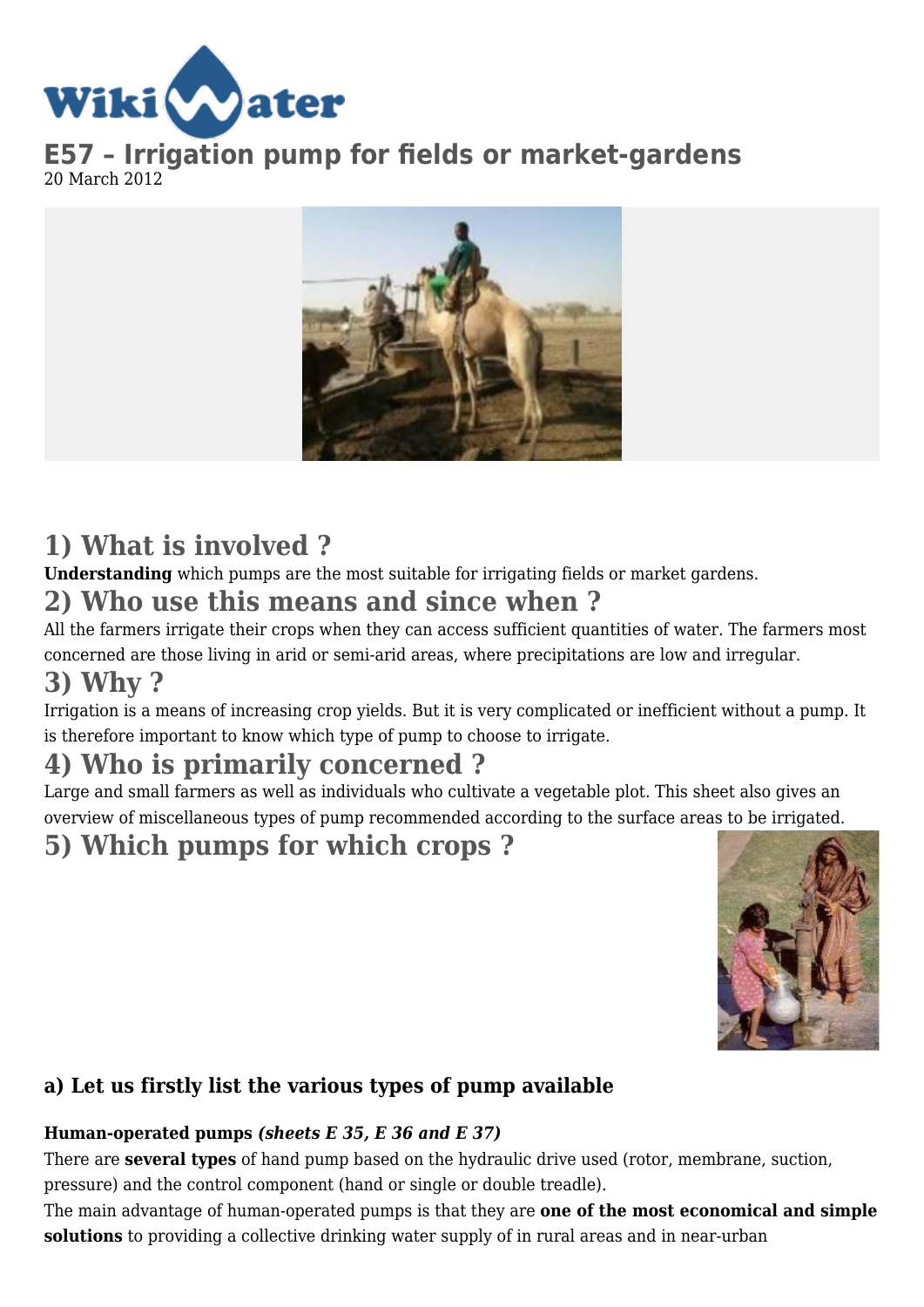# E57 – Irrigation pump for fields or market-gardens

20 March 2012

## 1) What is involved ?

**Understanding** which pumps are the most suitable for irrigating fields or market gardens.

## 2) Who use this means and since when ?

All the farmers irrigate their crops when they can access sufficient quantities of water. The farmers most concerned are those living in arid or semi-arid areas, where precipitations are low and irregular.

## 3) Why ?

Irrigation is a means of increasing crop yields. But it is very complicated or inefficient without a pump. It is therefore important to know which type of pump to choose to irrigate.

## 4) Who is primarily concerned ?

Large and small farmers as well as individuals who cultivate a vegetable plot. This sheet also gives an overview of miscellaneous types of pump recommended according to the surface areas to be irrigated.

## 5) Which pumps for which crops ?

### a) Let us firstly list the various types of pump available

**Human-operated pumps** ***(sheets E 35, E 36 and E 37)***

There are **several types** of hand pump based on the hydraulic drive used (rotor, membrane, suction, pressure) and the control component (hand or single or double treadle).

The main advantage of human-operated pumps is that they are **one of the most economical and simple solutions** to providing a collective drinking water supply of in rural areas and in near-urban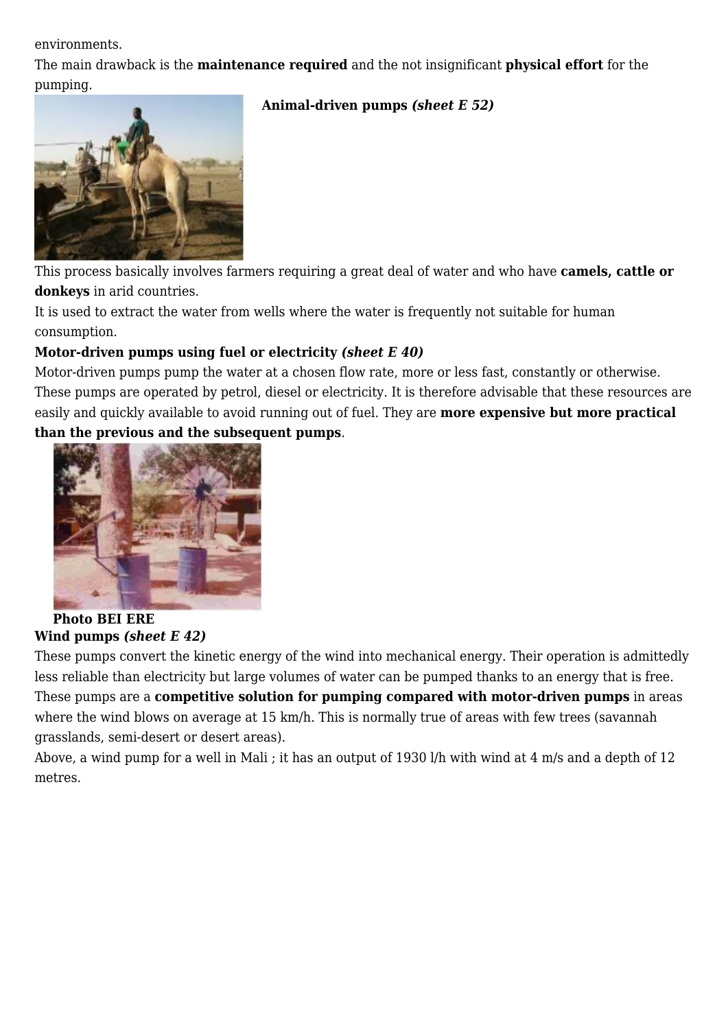environments.
The main drawback is the **maintenance required** and the not insignificant **physical effort** for the pumping.

**Animal-driven pumps *(sheet E 52)***

This process basically involves farmers requiring a great deal of water and who have **camels, cattle or donkeys** in arid countries.
It is used to extract the water from wells where the water is frequently not suitable for human consumption.

**Motor-driven pumps using fuel or electricity *(sheet E 40)***

Motor-driven pumps pump the water at a chosen flow rate, more or less fast, constantly or otherwise. These pumps are operated by petrol, diesel or electricity. It is therefore advisable that these resources are easily and quickly available to avoid running out of fuel. They are **more expensive but more practical than the previous and the subsequent pumps**.

**Photo BEI ERE**

**Wind pumps *(sheet E 42)***

These pumps convert the kinetic energy of the wind into mechanical energy. Their operation is admittedly less reliable than electricity but large volumes of water can be pumped thanks to an energy that is free. These pumps are a **competitive solution for pumping compared with motor-driven pumps** in areas where the wind blows on average at 15 km/h. This is normally true of areas with few trees (savannah grasslands, semi-desert or desert areas).
Above, a wind pump for a well in Mali ; it has an output of 1930 l/h with wind at 4 m/s and a depth of 12 metres.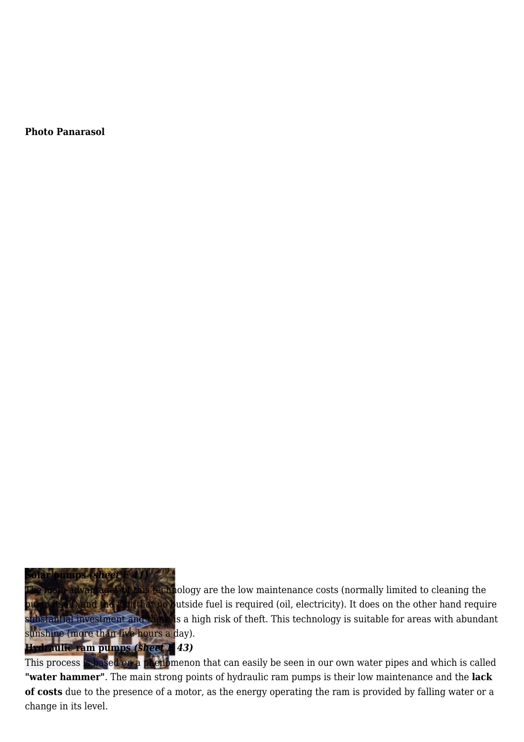**Photo Panarasol**

**Solar pumps *(sheet E 41)***

The main advantages of this technology are the low maintenance costs (normally limited to cleaning the pump itself) and the fact that no outside fuel is required (oil, electricity). It does on the other hand require substantial investment and there is a high risk of theft. This technology is suitable for areas with abundant sunshine (more than five hours a day).

**Hydraulic ram pumps *(sheet E 43)***

This process is based on a phenomenon that can easily be seen in our own water pipes and which is called **"water hammer"**. The main strong points of hydraulic ram pumps is their low maintenance and the **lack of costs** due to the presence of a motor, as the energy operating the ram is provided by falling water or a change in its level.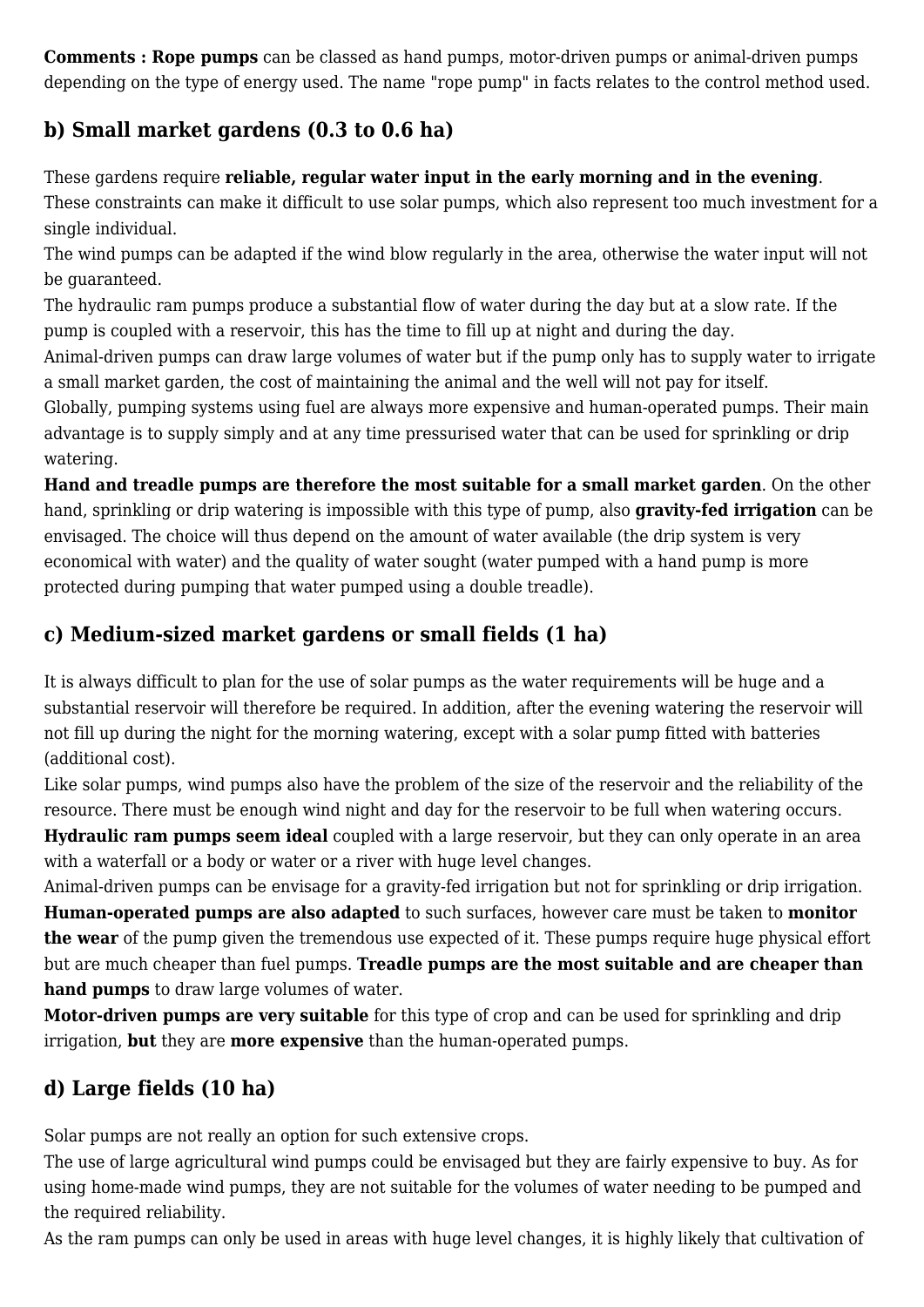**Comments : Rope pumps** can be classed as hand pumps, motor-driven pumps or animal-driven pumps depending on the type of energy used. The name "rope pump" in facts relates to the control method used.

### b) Small market gardens (0.3 to 0.6 ha)

These gardens require **reliable, regular water input in the early morning and in the evening**.
These constraints can make it difficult to use solar pumps, which also represent too much investment for a single individual.
The wind pumps can be adapted if the wind blow regularly in the area, otherwise the water input will not be guaranteed.
The hydraulic ram pumps produce a substantial flow of water during the day but at a slow rate. If the pump is coupled with a reservoir, this has the time to fill up at night and during the day.
Animal-driven pumps can draw large volumes of water but if the pump only has to supply water to irrigate a small market garden, the cost of maintaining the animal and the well will not pay for itself.
Globally, pumping systems using fuel are always more expensive and human-operated pumps. Their main advantage is to supply simply and at any time pressurised water that can be used for sprinkling or drip watering.
**Hand and treadle pumps are therefore the most suitable for a small market garden**. On the other hand, sprinkling or drip watering is impossible with this type of pump, also **gravity-fed irrigation** can be envisaged. The choice will thus depend on the amount of water available (the drip system is very economical with water) and the quality of water sought (water pumped with a hand pump is more protected during pumping that water pumped using a double treadle).

### c) Medium-sized market gardens or small fields (1 ha)

It is always difficult to plan for the use of solar pumps as the water requirements will be huge and a substantial reservoir will therefore be required. In addition, after the evening watering the reservoir will not fill up during the night for the morning watering, except with a solar pump fitted with batteries (additional cost).
Like solar pumps, wind pumps also have the problem of the size of the reservoir and the reliability of the resource. There must be enough wind night and day for the reservoir to be full when watering occurs.
**Hydraulic ram pumps seem ideal** coupled with a large reservoir, but they can only operate in an area with a waterfall or a body or water or a river with huge level changes.
Animal-driven pumps can be envisage for a gravity-fed irrigation but not for sprinkling or drip irrigation.
**Human-operated pumps are also adapted** to such surfaces, however care must be taken to **monitor the wear** of the pump given the tremendous use expected of it. These pumps require huge physical effort but are much cheaper than fuel pumps. **Treadle pumps are the most suitable and are cheaper than hand pumps** to draw large volumes of water.
**Motor-driven pumps are very suitable** for this type of crop and can be used for sprinkling and drip irrigation, **but** they are **more expensive** than the human-operated pumps.

### d) Large fields (10 ha)

Solar pumps are not really an option for such extensive crops.
The use of large agricultural wind pumps could be envisaged but they are fairly expensive to buy. As for using home-made wind pumps, they are not suitable for the volumes of water needing to be pumped and the required reliability.
As the ram pumps can only be used in areas with huge level changes, it is highly likely that cultivation of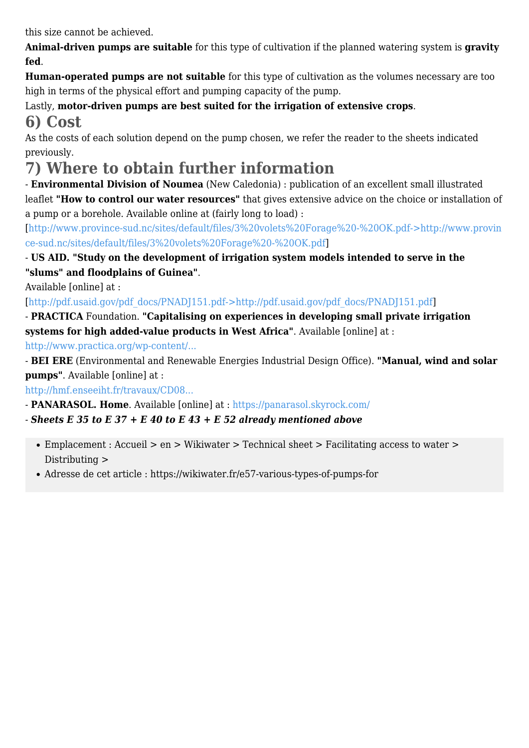this size cannot be achieved.

**Animal-driven pumps are suitable** for this type of cultivation if the planned watering system is **gravity fed**.

**Human-operated pumps are not suitable** for this type of cultivation as the volumes necessary are too high in terms of the physical effort and pumping capacity of the pump.

Lastly, **motor-driven pumps are best suited for the irrigation of extensive crops**.

## 6) Cost

As the costs of each solution depend on the pump chosen, we refer the reader to the sheets indicated previously.

## 7) Where to obtain further information

- **Environmental Division of Noumea** (New Caledonia) : publication of an excellent small illustrated leaflet **"How to control our water resources"** that gives extensive advice on the choice or installation of a pump or a borehole. Available online at (fairly long to load) : [http://www.province-sud.nc/sites/default/files/3%20volets%20Forage%20-%20OK.pdf->http://www.province-sud.nc/sites/default/files/3%20volets%20Forage%20-%20OK.pdf]

- **US AID. "Study on the development of irrigation system models intended to serve in the "slums" and floodplains of Guinea"**.
Available [online] at :
[http://pdf.usaid.gov/pdf_docs/PNADJ151.pdf->http://pdf.usaid.gov/pdf_docs/PNADJ151.pdf]

- **PRACTICA** Foundation. **"Capitalising on experiences in developing small private irrigation systems for high added-value products in West Africa"**. Available [online] at :
http://www.practica.org/wp-content/...

- **BEI ERE** (Environmental and Renewable Energies Industrial Design Office). **"Manual, wind and solar pumps"**. Available [online] at :
http://hmf.enseeiht.fr/travaux/CD08...

- **PANARASOL. Home**. Available [online] at : https://panarasol.skyrock.com/

- ***Sheets E 35 to E 37 + E 40 to E 43 + E 52 already mentioned above***

- Emplacement : Accueil > en > Wikiwater > Technical sheet > Facilitating access to water > Distributing >
- Adresse de cet article : https://wikiwater.fr/e57-various-types-of-pumps-for